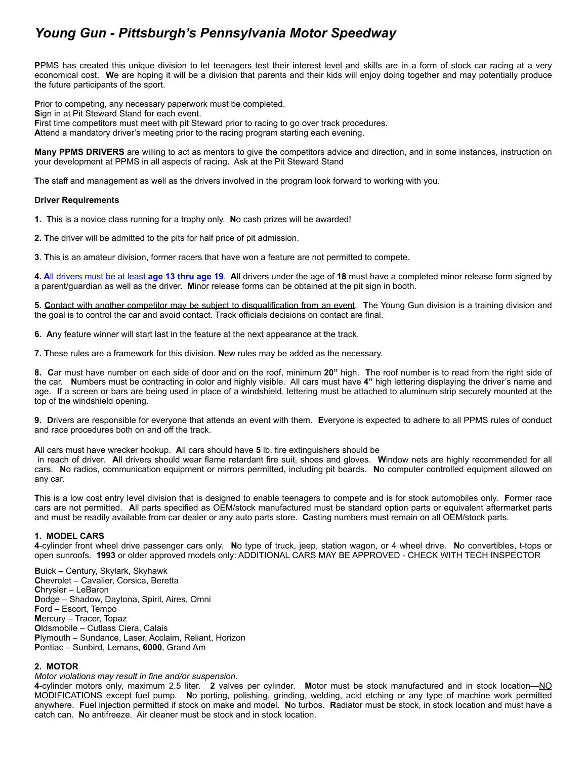# *Young Gun - Pittsburgh's Pennsylvania Motor Speedway*

**P**PMS has created this unique division to let teenagers test their interest level and skills are in a form of stock car racing at a very economical cost. **W**e are hoping it will be a division that parents and their kids will enjoy doing together and may potentially produce the future participants of the sport.

**P**rior to competing, any necessary paperwork must be completed.
**S**ign in at Pit Steward Stand for each event.
**F**irst time competitors must meet with pit Steward prior to racing to go over track procedures.
**A**ttend a mandatory driver's meeting prior to the racing program starting each evening.

**Many PPMS DRIVERS** are willing to act as mentors to give the competitors advice and direction, and in some instances, instruction on your development at PPMS in all aspects of racing. Ask at the Pit Steward Stand

**T**he staff and management as well as the drivers involved in the program look forward to working with you.

**Driver Requirements**

**1. T**his is a novice class running for a trophy only. **N**o cash prizes will be awarded!

**2. T**he driver will be admitted to the pits for half price of pit admission.

**3**. **T**his is an amateur division, former racers that have won a feature are not permitted to compete.

**4. A**ll drivers must be at least **age 13 thru age 19**. **A**ll drivers under the age of **18** must have a completed minor release form signed by a parent/guardian as well as the driver. **M**inor release forms can be obtained at the pit sign in booth.

**5. C**ontact with another competitor may be subject to disqualification from an event. **T**he Young Gun division is a training division and the goal is to control the car and avoid contact. Track officials decisions on contact are final.

**6. A**ny feature winner will start last in the feature at the next appearance at the track.

**7. T**hese rules are a framework for this division. **N**ew rules may be added as the necessary.

**8. C**ar must have number on each side of door and on the roof, minimum **20"** high. **T**he roof number is to read from the right side of the car. **N**umbers must be contracting in color and highly visible. All cars must have **4"** high lettering displaying the driver's name and age. **I**f a screen or bars are being used in place of a windshield, lettering must be attached to aluminum strip securely mounted at the top of the windshield opening.

**9. D**rivers are responsible for everyone that attends an event with them. **E**veryone is expected to adhere to all PPMS rules of conduct and race procedures both on and off the track.

**A**ll cars must have wrecker hookup. **A**ll cars should have **5** lb. fire extinguishers should be in reach of driver. **A**ll drivers should wear flame retardant fire suit, shoes and gloves. **W**indow nets are highly recommended for all cars. **N**o radios, communication equipment or mirrors permitted, including pit boards. **N**o computer controlled equipment allowed on any car.

**T**his is a low cost entry level division that is designed to enable teenagers to compete and is for stock automobiles only. **F**ormer race cars are not permitted. **A**ll parts specified as OEM/stock manufactured must be standard option parts or equivalent aftermarket parts and must be readily available from car dealer or any auto parts store. **C**asting numbers must remain on all OEM/stock parts.

### 1. MODEL CARS

**4**-cylinder front wheel drive passenger cars only. **N**o type of truck, jeep, station wagon, or 4 wheel drive. **N**o convertibles, t-tops or open sunroofs. **1993** or older approved models only: ADDITIONAL CARS MAY BE APPROVED - CHECK WITH TECH INSPECTOR

**B**uick – Century, Skylark, Skyhawk
**C**hevrolet – Cavalier, Corsica, Beretta
**C**hrysler – LeBaron
**D**odge – Shadow, Daytona, Spirit, Aires, Omni
**F**ord – Escort, Tempo
**M**ercury – Tracer, Topaz
**O**ldsmobile – Cutlass Ciera, Calais
**P**lymouth – Sundance, Laser, Acclaim, Reliant, Horizon
**P**ontiac – Sunbird, Lemans, **6000**, Grand Am

### 2. MOTOR

*Motor violations may result in fine and/or suspension.*
**4**-cylinder motors only, maximum 2.5 liter. **2** valves per cylinder. **M**otor must be stock manufactured and in stock location—NO MODIFICATIONS except fuel pump. **N**o porting, polishing, grinding, welding, acid etching or any type of machine work permitted anywhere. **F**uel injection permitted if stock on make and model. **N**o turbos. **R**adiator must be stock, in stock location and must have a catch can. **N**o antifreeze. Air cleaner must be stock and in stock location.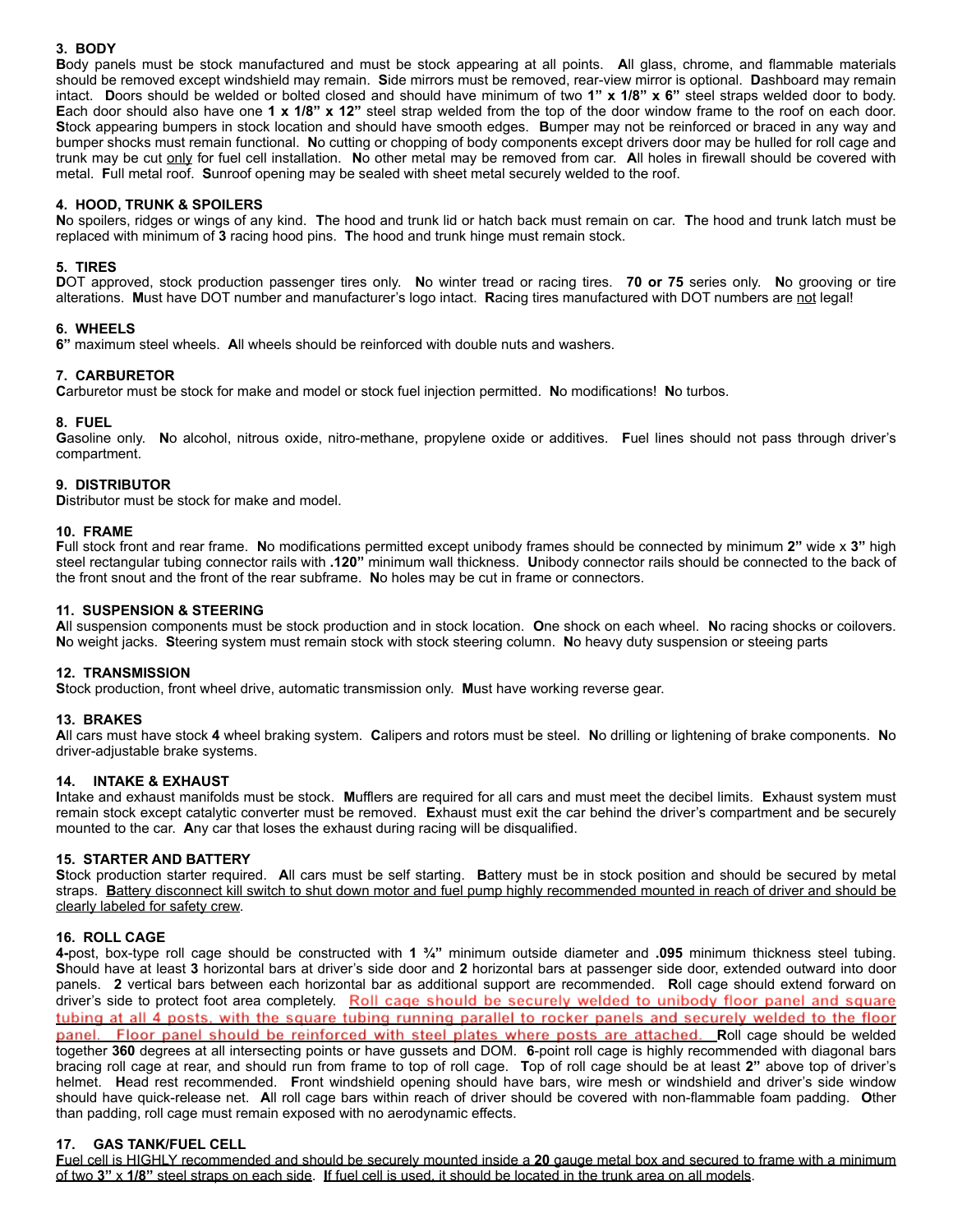### 3. BODY

**B**ody panels must be stock manufactured and must be stock appearing at all points. **A**ll glass, chrome, and flammable materials should be removed except windshield may remain. **S**ide mirrors must be removed, rear-view mirror is optional. **D**ashboard may remain intact. **D**oors should be welded or bolted closed and should have minimum of two **1" x 1/8" x 6"** steel straps welded door to body. **E**ach door should also have one **1 x 1/8" x 12"** steel strap welded from the top of the door window frame to the roof on each door. **S**tock appearing bumpers in stock location and should have smooth edges. **B**umper may not be reinforced or braced in any way and bumper shocks must remain functional. **N**o cutting or chopping of body components except drivers door may be hulled for roll cage and trunk may be cut only for fuel cell installation. **N**o other metal may be removed from car. **A**ll holes in firewall should be covered with metal. **F**ull metal roof. **S**unroof opening may be sealed with sheet metal securely welded to the roof.

### 4. HOOD, TRUNK & SPOILERS

**N**o spoilers, ridges or wings of any kind. **T**he hood and trunk lid or hatch back must remain on car. **T**he hood and trunk latch must be replaced with minimum of **3** racing hood pins. **T**he hood and trunk hinge must remain stock.

### 5. TIRES

**D**OT approved, stock production passenger tires only. **N**o winter tread or racing tires. **70 or 75** series only. **N**o grooving or tire alterations. **M**ust have DOT number and manufacturer's logo intact. **R**acing tires manufactured with DOT numbers are not legal!

### 6. WHEELS

**6"** maximum steel wheels. **A**ll wheels should be reinforced with double nuts and washers.

### 7. CARBURETOR

**C**arburetor must be stock for make and model or stock fuel injection permitted. **N**o modifications! **N**o turbos.

### 8. FUEL

**G**asoline only. **N**o alcohol, nitrous oxide, nitro-methane, propylene oxide or additives. **F**uel lines should not pass through driver's compartment.

### 9. DISTRIBUTOR

**D**istributor must be stock for make and model.

### 10. FRAME

**F**ull stock front and rear frame. **N**o modifications permitted except unibody frames should be connected by minimum **2"** wide x **3"** high steel rectangular tubing connector rails with **.120"** minimum wall thickness. **U**nibody connector rails should be connected to the back of the front snout and the front of the rear subframe. **N**o holes may be cut in frame or connectors.

### 11. SUSPENSION & STEERING

**A**ll suspension components must be stock production and in stock location. **O**ne shock on each wheel. **N**o racing shocks or coilovers. **N**o weight jacks. **S**teering system must remain stock with stock steering column. **N**o heavy duty suspension or steeing parts

### 12. TRANSMISSION

**S**tock production, front wheel drive, automatic transmission only. **M**ust have working reverse gear.

### 13. BRAKES

**A**ll cars must have stock **4** wheel braking system. **C**alipers and rotors must be steel. **N**o drilling or lightening of brake components. **N**o driver-adjustable brake systems.

### 14. INTAKE & EXHAUST

**I**ntake and exhaust manifolds must be stock. **M**ufflers are required for all cars and must meet the decibel limits. **E**xhaust system must remain stock except catalytic converter must be removed. **E**xhaust must exit the car behind the driver's compartment and be securely mounted to the car. **A**ny car that loses the exhaust during racing will be disqualified.

### 15. STARTER AND BATTERY

**S**tock production starter required. **A**ll cars must be self starting. **B**attery must be in stock position and should be secured by metal straps. **B**attery disconnect kill switch to shut down motor and fuel pump highly recommended mounted in reach of driver and should be clearly labeled for safety crew.

### 16. ROLL CAGE

**4**-post, box-type roll cage should be constructed with **1 ¾"** minimum outside diameter and **.095** minimum thickness steel tubing. **S**hould have at least **3** horizontal bars at driver's side door and **2** horizontal bars at passenger side door, extended outward into door panels. **2** vertical bars between each horizontal bar as additional support are recommended. **R**oll cage should extend forward on driver's side to protect foot area completely. Roll cage should be securely welded to unibody floor panel and square tubing at all 4 posts, with the square tubing running parallel to rocker panels and securely welded to the floor panel. Floor panel should be reinforced with steel plates where posts are attached. **R**oll cage should be welded together **360** degrees at all intersecting points or have gussets and DOM. **6**-point roll cage is highly recommended with diagonal bars bracing roll cage at rear, and should run from frame to top of roll cage. **T**op of roll cage should be at least **2"** above top of driver's helmet. **H**ead rest recommended. **F**ront windshield opening should have bars, wire mesh or windshield and driver's side window should have quick-release net. **A**ll roll cage bars within reach of driver should be covered with non-flammable foam padding. **O**ther than padding, roll cage must remain exposed with no aerodynamic effects.

### 17. GAS TANK/FUEL CELL

**F**uel cell is HIGHLY recommended and should be securely mounted inside a **20** gauge metal box and secured to frame with a minimum of two **3"** x **1/8"** steel straps on each side. **I**f fuel cell is used, it should be located in the trunk area on all models.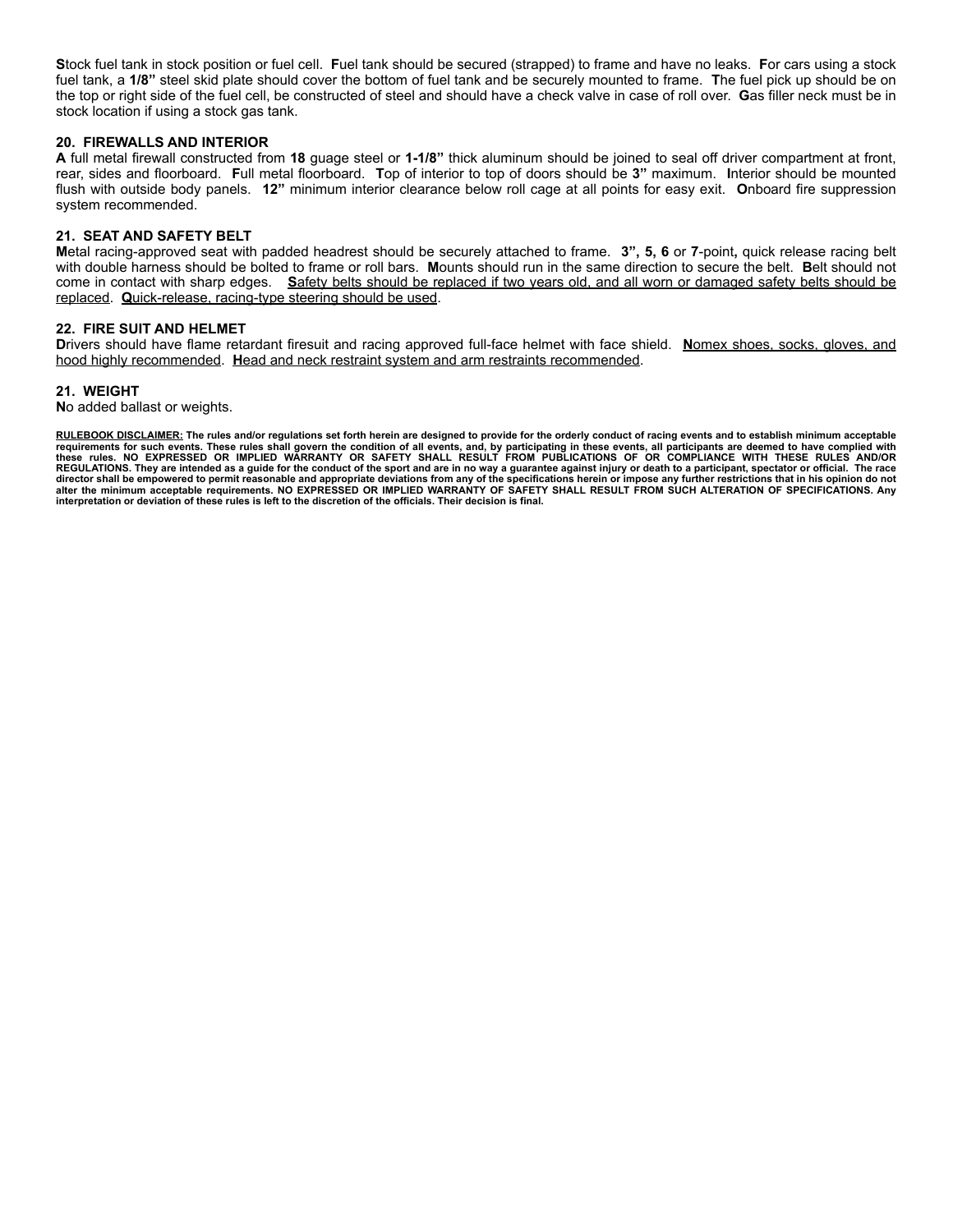**S**tock fuel tank in stock position or fuel cell. **F**uel tank should be secured (strapped) to frame and have no leaks. **F**or cars using a stock fuel tank, a **1/8"** steel skid plate should cover the bottom of fuel tank and be securely mounted to frame. **T**he fuel pick up should be on the top or right side of the fuel cell, be constructed of steel and should have a check valve in case of roll over. **G**as filler neck must be in stock location if using a stock gas tank.

### 20. FIREWALLS AND INTERIOR

**A** full metal firewall constructed from **18** guage steel or **1-1/8"** thick aluminum should be joined to seal off driver compartment at front, rear, sides and floorboard. **F**ull metal floorboard. **T**op of interior to top of doors should be **3"** maximum. **I**nterior should be mounted flush with outside body panels. **12"** minimum interior clearance below roll cage at all points for easy exit. **O**nboard fire suppression system recommended.

### 21. SEAT AND SAFETY BELT

**M**etal racing-approved seat with padded headrest should be securely attached to frame. **3", 5, 6** or **7**-point**,** quick release racing belt with double harness should be bolted to frame or roll bars. **M**ounts should run in the same direction to secure the belt. **B**elt should not come in contact with sharp edges. <u>**S**afety belts should be replaced if two years old, and all worn or damaged safety belts should be replaced</u>. <u>**Q**uick-release, racing-type steering should be used</u>.

### 22. FIRE SUIT AND HELMET

**D**rivers should have flame retardant firesuit and racing approved full-face helmet with face shield. <u>**N**omex shoes, socks, gloves, and hood highly recommended</u>. <u>**H**ead and neck restraint system and arm restraints recommended</u>.

### 21. WEIGHT

**N**o added ballast or weights.

**<u>RULEBOOK DISCLAIMER:</u> The rules and/or regulations set forth herein are designed to provide for the orderly conduct of racing events and to establish minimum acceptable requirements for such events. These rules shall govern the condition of all events, and, by participating in these events, all participants are deemed to have complied with these rules. NO EXPRESSED OR IMPLIED WARRANTY OR SAFETY SHALL RESULT FROM PUBLICATIONS OF OR COMPLIANCE WITH THESE RULES AND/OR REGULATIONS. They are intended as a guide for the conduct of the sport and are in no way a guarantee against injury or death to a participant, spectator or official. The race director shall be empowered to permit reasonable and appropriate deviations from any of the specifications herein or impose any further restrictions that in his opinion do not alter the minimum acceptable requirements. NO EXPRESSED OR IMPLIED WARRANTY OF SAFETY SHALL RESULT FROM SUCH ALTERATION OF SPECIFICATIONS. Any interpretation or deviation of these rules is left to the discretion of the officials. Their decision is final.**